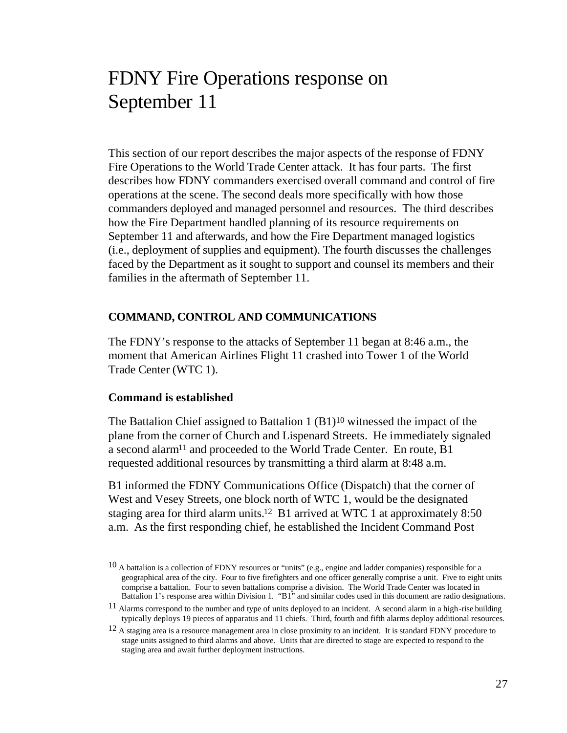# FDNY Fire Operations response on September 11

This section of our report describes the major aspects of the response of FDNY Fire Operations to the World Trade Center attack. It has four parts. The first describes how FDNY commanders exercised overall command and control of fire operations at the scene. The second deals more specifically with how those commanders deployed and managed personnel and resources. The third describes how the Fire Department handled planning of its resource requirements on September 11 and afterwards, and how the Fire Department managed logistics (i.e., deployment of supplies and equipment). The fourth discusses the challenges faced by the Department as it sought to support and counsel its members and their families in the aftermath of September 11.

## COMMAND, CONTROL AND COMMUNICATIONS

The FDNY's response to the attacks of September 11 began at 8:46 a.m., the moment that American Airlines Flight 11 crashed into Tower 1 of the World Trade Center (WTC 1).

### Command is established

The Battalion Chief assigned to Battalion 1 (B1)[10] witnessed the impact of the plane from the corner of Church and Lispenard Streets. He immediately signaled a second alarm[11] and proceeded to the World Trade Center. En route, B1 requested additional resources by transmitting a third alarm at 8:48 a.m.

B1 informed the FDNY Communications Office (Dispatch) that the corner of West and Vesey Streets, one block north of WTC 1, would be the designated staging area for third alarm units.[12] B1 arrived at WTC 1 at approximately 8:50 a.m. As the first responding chief, he established the Incident Command Post

[10] A battalion is a collection of FDNY resources or "units" (e.g., engine and ladder companies) responsible for a geographical area of the city. Four to five firefighters and one officer generally comprise a unit. Five to eight units comprise a battalion. Four to seven battalions comprise a division. The World Trade Center was located in Battalion 1's response area within Division 1. "B1" and similar codes used in this document are radio designations.

[11] Alarms correspond to the number and type of units deployed to an incident. A second alarm in a high-rise building typically deploys 19 pieces of apparatus and 11 chiefs. Third, fourth and fifth alarms deploy additional resources.

[12] A staging area is a resource management area in close proximity to an incident. It is standard FDNY procedure to stage units assigned to third alarms and above. Units that are directed to stage are expected to respond to the staging area and await further deployment instructions.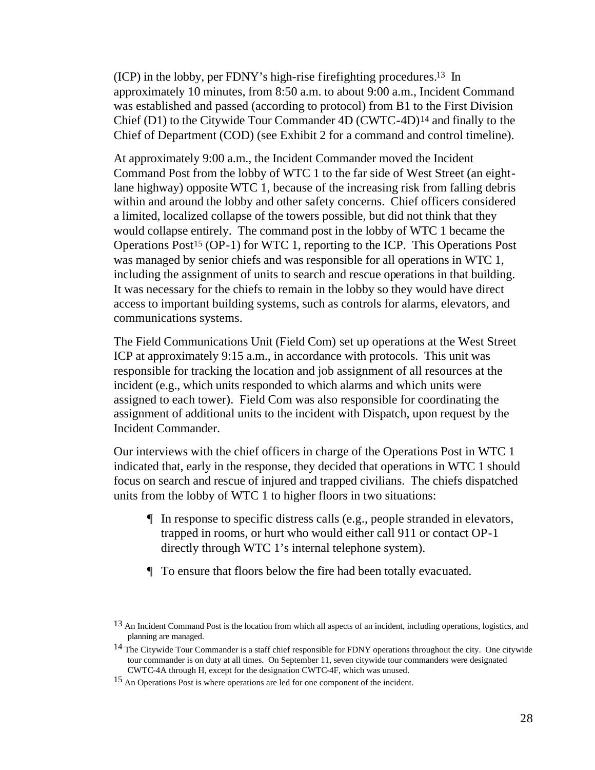(ICP) in the lobby, per FDNY's high-rise firefighting procedures.[13] In approximately 10 minutes, from 8:50 a.m. to about 9:00 a.m., Incident Command was established and passed (according to protocol) from B1 to the First Division Chief (D1) to the Citywide Tour Commander 4D (CWTC-4D)[14] and finally to the Chief of Department (COD) (see Exhibit 2 for a command and control timeline).

At approximately 9:00 a.m., the Incident Commander moved the Incident Command Post from the lobby of WTC 1 to the far side of West Street (an eight-lane highway) opposite WTC 1, because of the increasing risk from falling debris within and around the lobby and other safety concerns. Chief officers considered a limited, localized collapse of the towers possible, but did not think that they would collapse entirely. The command post in the lobby of WTC 1 became the Operations Post[15] (OP-1) for WTC 1, reporting to the ICP. This Operations Post was managed by senior chiefs and was responsible for all operations in WTC 1, including the assignment of units to search and rescue operations in that building. It was necessary for the chiefs to remain in the lobby so they would have direct access to important building systems, such as controls for alarms, elevators, and communications systems.

The Field Communications Unit (Field Com) set up operations at the West Street ICP at approximately 9:15 a.m., in accordance with protocols. This unit was responsible for tracking the location and job assignment of all resources at the incident (e.g., which units responded to which alarms and which units were assigned to each tower). Field Com was also responsible for coordinating the assignment of additional units to the incident with Dispatch, upon request by the Incident Commander.

Our interviews with the chief officers in charge of the Operations Post in WTC 1 indicated that, early in the response, they decided that operations in WTC 1 should focus on search and rescue of injured and trapped civilians. The chiefs dispatched units from the lobby of WTC 1 to higher floors in two situations:

- In response to specific distress calls (e.g., people stranded in elevators, trapped in rooms, or hurt who would either call 911 or contact OP-1 directly through WTC 1's internal telephone system).
- To ensure that floors below the fire had been totally evacuated.

[13] An Incident Command Post is the location from which all aspects of an incident, including operations, logistics, and planning are managed.

[14] The Citywide Tour Commander is a staff chief responsible for FDNY operations throughout the city. One citywide tour commander is on duty at all times. On September 11, seven citywide tour commanders were designated CWTC-4A through H, except for the designation CWTC-4F, which was unused.

[15] An Operations Post is where operations are led for one component of the incident.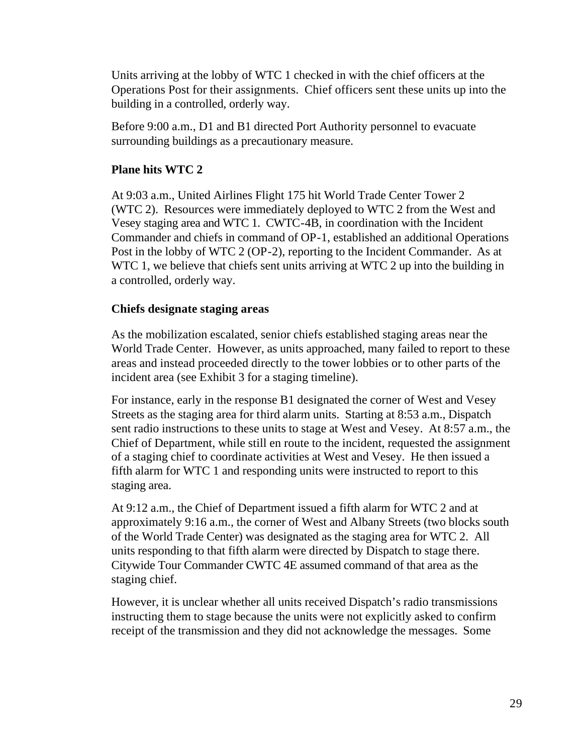Units arriving at the lobby of WTC 1 checked in with the chief officers at the Operations Post for their assignments. Chief officers sent these units up into the building in a controlled, orderly way.

Before 9:00 a.m., D1 and B1 directed Port Authority personnel to evacuate surrounding buildings as a precautionary measure.

### Plane hits WTC 2

At 9:03 a.m., United Airlines Flight 175 hit World Trade Center Tower 2 (WTC 2). Resources were immediately deployed to WTC 2 from the West and Vesey staging area and WTC 1. CWTC-4B, in coordination with the Incident Commander and chiefs in command of OP-1, established an additional Operations Post in the lobby of WTC 2 (OP-2), reporting to the Incident Commander. As at WTC 1, we believe that chiefs sent units arriving at WTC 2 up into the building in a controlled, orderly way.

### Chiefs designate staging areas

As the mobilization escalated, senior chiefs established staging areas near the World Trade Center. However, as units approached, many failed to report to these areas and instead proceeded directly to the tower lobbies or to other parts of the incident area (see Exhibit 3 for a staging timeline).

For instance, early in the response B1 designated the corner of West and Vesey Streets as the staging area for third alarm units. Starting at 8:53 a.m., Dispatch sent radio instructions to these units to stage at West and Vesey. At 8:57 a.m., the Chief of Department, while still en route to the incident, requested the assignment of a staging chief to coordinate activities at West and Vesey. He then issued a fifth alarm for WTC 1 and responding units were instructed to report to this staging area.

At 9:12 a.m., the Chief of Department issued a fifth alarm for WTC 2 and at approximately 9:16 a.m., the corner of West and Albany Streets (two blocks south of the World Trade Center) was designated as the staging area for WTC 2. All units responding to that fifth alarm were directed by Dispatch to stage there. Citywide Tour Commander CWTC 4E assumed command of that area as the staging chief.

However, it is unclear whether all units received Dispatch's radio transmissions instructing them to stage because the units were not explicitly asked to confirm receipt of the transmission and they did not acknowledge the messages. Some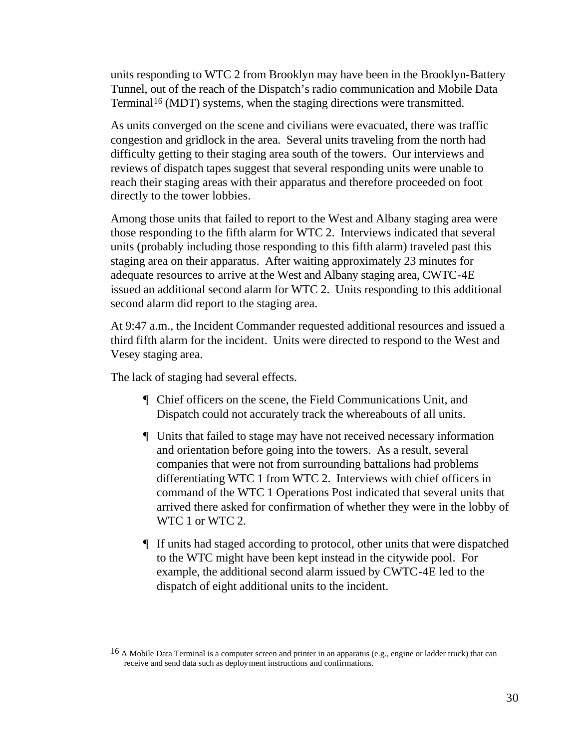units responding to WTC 2 from Brooklyn may have been in the Brooklyn-Battery Tunnel, out of the reach of the Dispatch's radio communication and Mobile Data Terminal[16] (MDT) systems, when the staging directions were transmitted.

As units converged on the scene and civilians were evacuated, there was traffic congestion and gridlock in the area. Several units traveling from the north had difficulty getting to their staging area south of the towers. Our interviews and reviews of dispatch tapes suggest that several responding units were unable to reach their staging areas with their apparatus and therefore proceeded on foot directly to the tower lobbies.

Among those units that failed to report to the West and Albany staging area were those responding to the fifth alarm for WTC 2. Interviews indicated that several units (probably including those responding to this fifth alarm) traveled past this staging area on their apparatus. After waiting approximately 23 minutes for adequate resources to arrive at the West and Albany staging area, CWTC-4E issued an additional second alarm for WTC 2. Units responding to this additional second alarm did report to the staging area.

At 9:47 a.m., the Incident Commander requested additional resources and issued a third fifth alarm for the incident. Units were directed to respond to the West and Vesey staging area.

The lack of staging had several effects.

- Chief officers on the scene, the Field Communications Unit, and Dispatch could not accurately track the whereabouts of all units.
- Units that failed to stage may have not received necessary information and orientation before going into the towers. As a result, several companies that were not from surrounding battalions had problems differentiating WTC 1 from WTC 2. Interviews with chief officers in command of the WTC 1 Operations Post indicated that several units that arrived there asked for confirmation of whether they were in the lobby of WTC 1 or WTC 2.
- If units had staged according to protocol, other units that were dispatched to the WTC might have been kept instead in the citywide pool. For example, the additional second alarm issued by CWTC-4E led to the dispatch of eight additional units to the incident.

[16] A Mobile Data Terminal is a computer screen and printer in an apparatus (e.g., engine or ladder truck) that can receive and send data such as deployment instructions and confirmations.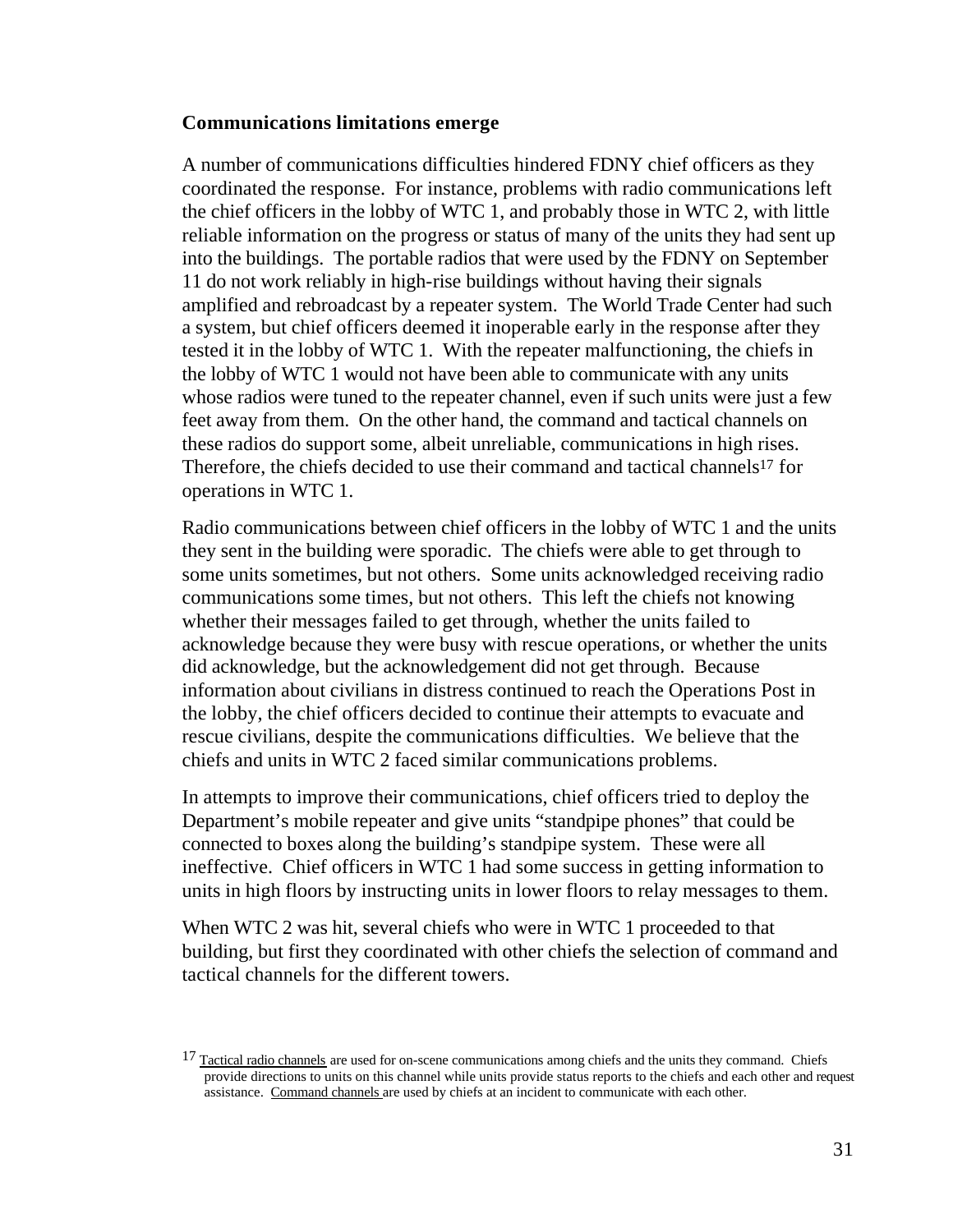**Communications limitations emerge**

A number of communications difficulties hindered FDNY chief officers as they coordinated the response. For instance, problems with radio communications left the chief officers in the lobby of WTC 1, and probably those in WTC 2, with little reliable information on the progress or status of many of the units they had sent up into the buildings. The portable radios that were used by the FDNY on September 11 do not work reliably in high-rise buildings without having their signals amplified and rebroadcast by a repeater system. The World Trade Center had such a system, but chief officers deemed it inoperable early in the response after they tested it in the lobby of WTC 1. With the repeater malfunctioning, the chiefs in the lobby of WTC 1 would not have been able to communicate with any units whose radios were tuned to the repeater channel, even if such units were just a few feet away from them. On the other hand, the command and tactical channels on these radios do support some, albeit unreliable, communications in high rises. Therefore, the chiefs decided to use their command and tactical channels[17] for operations in WTC 1.

Radio communications between chief officers in the lobby of WTC 1 and the units they sent in the building were sporadic. The chiefs were able to get through to some units sometimes, but not others. Some units acknowledged receiving radio communications some times, but not others. This left the chiefs not knowing whether their messages failed to get through, whether the units failed to acknowledge because they were busy with rescue operations, or whether the units did acknowledge, but the acknowledgement did not get through. Because information about civilians in distress continued to reach the Operations Post in the lobby, the chief officers decided to continue their attempts to evacuate and rescue civilians, despite the communications difficulties. We believe that the chiefs and units in WTC 2 faced similar communications problems.

In attempts to improve their communications, chief officers tried to deploy the Department's mobile repeater and give units "standpipe phones" that could be connected to boxes along the building's standpipe system. These were all ineffective. Chief officers in WTC 1 had some success in getting information to units in high floors by instructing units in lower floors to relay messages to them.

When WTC 2 was hit, several chiefs who were in WTC 1 proceeded to that building, but first they coordinated with other chiefs the selection of command and tactical channels for the different towers.

---

[17] Tactical radio channels are used for on-scene communications among chiefs and the units they command. Chiefs provide directions to units on this channel while units provide status reports to the chiefs and each other and request assistance. Command channels are used by chiefs at an incident to communicate with each other.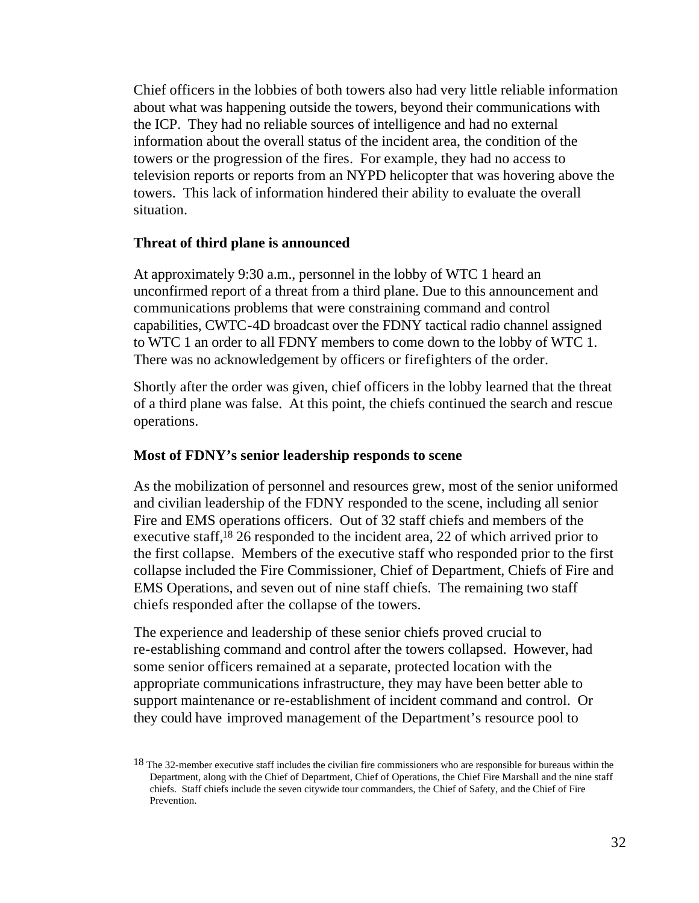Chief officers in the lobbies of both towers also had very little reliable information about what was happening outside the towers, beyond their communications with the ICP. They had no reliable sources of intelligence and had no external information about the overall status of the incident area, the condition of the towers or the progression of the fires. For example, they had no access to television reports or reports from an NYPD helicopter that was hovering above the towers. This lack of information hindered their ability to evaluate the overall situation.

**Threat of third plane is announced**

At approximately 9:30 a.m., personnel in the lobby of WTC 1 heard an unconfirmed report of a threat from a third plane. Due to this announcement and communications problems that were constraining command and control capabilities, CWTC-4D broadcast over the FDNY tactical radio channel assigned to WTC 1 an order to all FDNY members to come down to the lobby of WTC 1. There was no acknowledgement by officers or firefighters of the order.

Shortly after the order was given, chief officers in the lobby learned that the threat of a third plane was false. At this point, the chiefs continued the search and rescue operations.

**Most of FDNY's senior leadership responds to scene**

As the mobilization of personnel and resources grew, most of the senior uniformed and civilian leadership of the FDNY responded to the scene, including all senior Fire and EMS operations officers. Out of 32 staff chiefs and members of the executive staff,[18] 26 responded to the incident area, 22 of which arrived prior to the first collapse. Members of the executive staff who responded prior to the first collapse included the Fire Commissioner, Chief of Department, Chiefs of Fire and EMS Operations, and seven out of nine staff chiefs. The remaining two staff chiefs responded after the collapse of the towers.

The experience and leadership of these senior chiefs proved crucial to re-establishing command and control after the towers collapsed. However, had some senior officers remained at a separate, protected location with the appropriate communications infrastructure, they may have been better able to support maintenance or re-establishment of incident command and control. Or they could have improved management of the Department's resource pool to

[18] The 32-member executive staff includes the civilian fire commissioners who are responsible for bureaus within the Department, along with the Chief of Department, Chief of Operations, the Chief Fire Marshall and the nine staff chiefs. Staff chiefs include the seven citywide tour commanders, the Chief of Safety, and the Chief of Fire Prevention.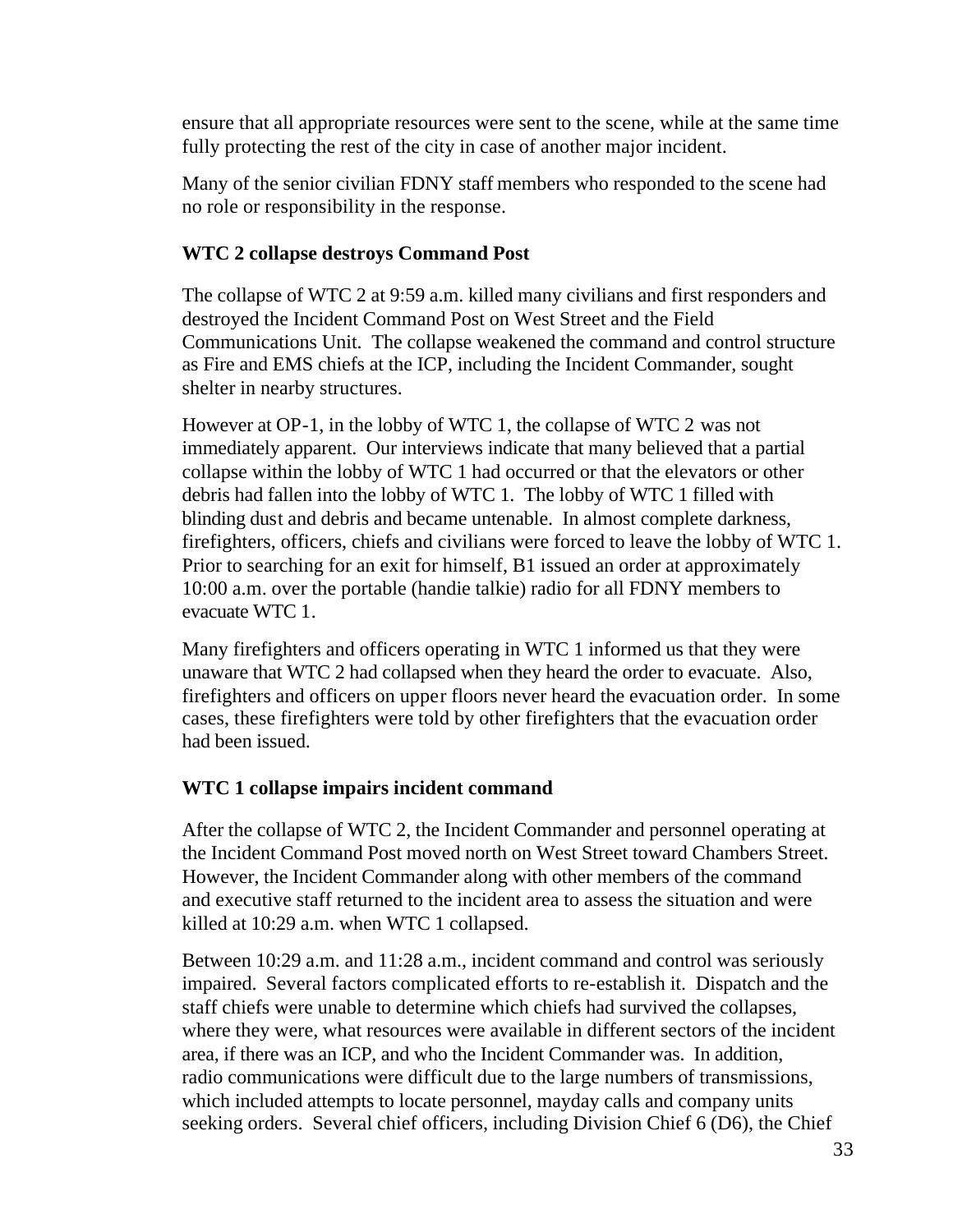ensure that all appropriate resources were sent to the scene, while at the same time fully protecting the rest of the city in case of another major incident.

Many of the senior civilian FDNY staff members who responded to the scene had no role or responsibility in the response.

### WTC 2 collapse destroys Command Post

The collapse of WTC 2 at 9:59 a.m. killed many civilians and first responders and destroyed the Incident Command Post on West Street and the Field Communications Unit. The collapse weakened the command and control structure as Fire and EMS chiefs at the ICP, including the Incident Commander, sought shelter in nearby structures.

However at OP-1, in the lobby of WTC 1, the collapse of WTC 2 was not immediately apparent. Our interviews indicate that many believed that a partial collapse within the lobby of WTC 1 had occurred or that the elevators or other debris had fallen into the lobby of WTC 1. The lobby of WTC 1 filled with blinding dust and debris and became untenable. In almost complete darkness, firefighters, officers, chiefs and civilians were forced to leave the lobby of WTC 1. Prior to searching for an exit for himself, B1 issued an order at approximately 10:00 a.m. over the portable (handie talkie) radio for all FDNY members to evacuate WTC 1.

Many firefighters and officers operating in WTC 1 informed us that they were unaware that WTC 2 had collapsed when they heard the order to evacuate. Also, firefighters and officers on upper floors never heard the evacuation order. In some cases, these firefighters were told by other firefighters that the evacuation order had been issued.

### WTC 1 collapse impairs incident command

After the collapse of WTC 2, the Incident Commander and personnel operating at the Incident Command Post moved north on West Street toward Chambers Street. However, the Incident Commander along with other members of the command and executive staff returned to the incident area to assess the situation and were killed at 10:29 a.m. when WTC 1 collapsed.

Between 10:29 a.m. and 11:28 a.m., incident command and control was seriously impaired. Several factors complicated efforts to re-establish it. Dispatch and the staff chiefs were unable to determine which chiefs had survived the collapses, where they were, what resources were available in different sectors of the incident area, if there was an ICP, and who the Incident Commander was. In addition, radio communications were difficult due to the large numbers of transmissions, which included attempts to locate personnel, mayday calls and company units seeking orders. Several chief officers, including Division Chief 6 (D6), the Chief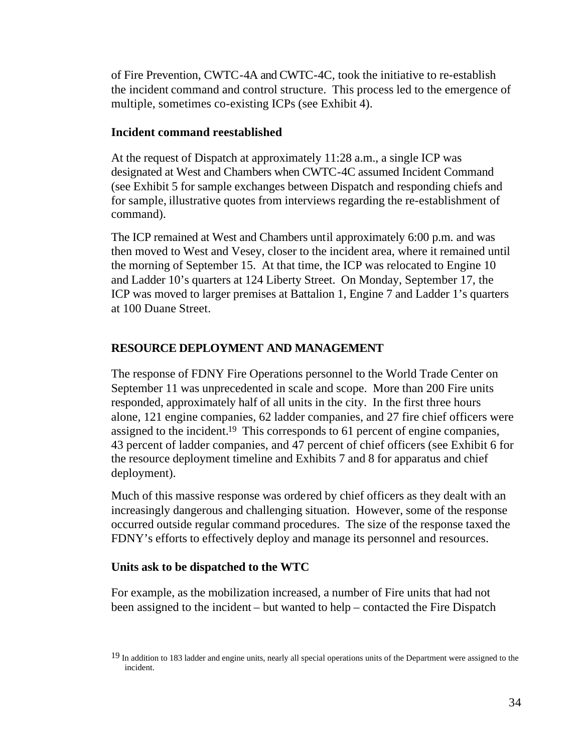of Fire Prevention, CWTC-4A and CWTC-4C, took the initiative to re-establish the incident command and control structure. This process led to the emergence of multiple, sometimes co-existing ICPs (see Exhibit 4).

### Incident command reestablished

At the request of Dispatch at approximately 11:28 a.m., a single ICP was designated at West and Chambers when CWTC-4C assumed Incident Command (see Exhibit 5 for sample exchanges between Dispatch and responding chiefs and for sample, illustrative quotes from interviews regarding the re-establishment of command).

The ICP remained at West and Chambers until approximately 6:00 p.m. and was then moved to West and Vesey, closer to the incident area, where it remained until the morning of September 15. At that time, the ICP was relocated to Engine 10 and Ladder 10's quarters at 124 Liberty Street. On Monday, September 17, the ICP was moved to larger premises at Battalion 1, Engine 7 and Ladder 1's quarters at 100 Duane Street.

## RESOURCE DEPLOYMENT AND MANAGEMENT

The response of FDNY Fire Operations personnel to the World Trade Center on September 11 was unprecedented in scale and scope. More than 200 Fire units responded, approximately half of all units in the city. In the first three hours alone, 121 engine companies, 62 ladder companies, and 27 fire chief officers were assigned to the incident.[19] This corresponds to 61 percent of engine companies, 43 percent of ladder companies, and 47 percent of chief officers (see Exhibit 6 for the resource deployment timeline and Exhibits 7 and 8 for apparatus and chief deployment).

Much of this massive response was ordered by chief officers as they dealt with an increasingly dangerous and challenging situation. However, some of the response occurred outside regular command procedures. The size of the response taxed the FDNY's efforts to effectively deploy and manage its personnel and resources.

### Units ask to be dispatched to the WTC

For example, as the mobilization increased, a number of Fire units that had not been assigned to the incident – but wanted to help – contacted the Fire Dispatch

[19] In addition to 183 ladder and engine units, nearly all special operations units of the Department were assigned to the incident.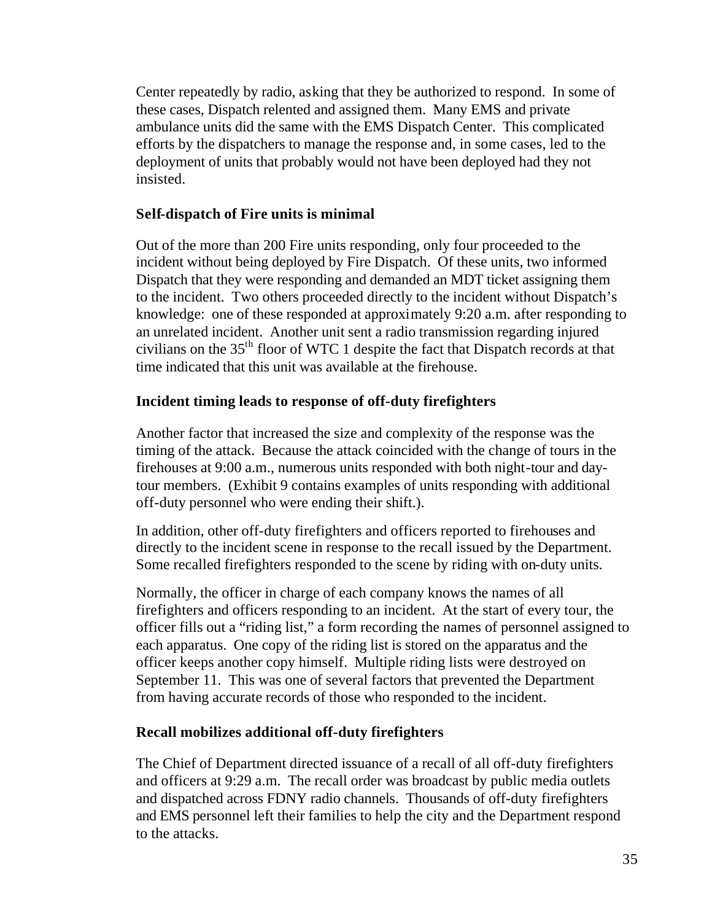Center repeatedly by radio, asking that they be authorized to respond. In some of these cases, Dispatch relented and assigned them. Many EMS and private ambulance units did the same with the EMS Dispatch Center. This complicated efforts by the dispatchers to manage the response and, in some cases, led to the deployment of units that probably would not have been deployed had they not insisted.

### Self-dispatch of Fire units is minimal

Out of the more than 200 Fire units responding, only four proceeded to the incident without being deployed by Fire Dispatch. Of these units, two informed Dispatch that they were responding and demanded an MDT ticket assigning them to the incident. Two others proceeded directly to the incident without Dispatch's knowledge: one of these responded at approximately 9:20 a.m. after responding to an unrelated incident. Another unit sent a radio transmission regarding injured civilians on the 35th floor of WTC 1 despite the fact that Dispatch records at that time indicated that this unit was available at the firehouse.

### Incident timing leads to response of off-duty firefighters

Another factor that increased the size and complexity of the response was the timing of the attack. Because the attack coincided with the change of tours in the firehouses at 9:00 a.m., numerous units responded with both night-tour and day-tour members. (Exhibit 9 contains examples of units responding with additional off-duty personnel who were ending their shift.).

In addition, other off-duty firefighters and officers reported to firehouses and directly to the incident scene in response to the recall issued by the Department. Some recalled firefighters responded to the scene by riding with on-duty units.

Normally, the officer in charge of each company knows the names of all firefighters and officers responding to an incident. At the start of every tour, the officer fills out a "riding list," a form recording the names of personnel assigned to each apparatus. One copy of the riding list is stored on the apparatus and the officer keeps another copy himself. Multiple riding lists were destroyed on September 11. This was one of several factors that prevented the Department from having accurate records of those who responded to the incident.

### Recall mobilizes additional off-duty firefighters

The Chief of Department directed issuance of a recall of all off-duty firefighters and officers at 9:29 a.m. The recall order was broadcast by public media outlets and dispatched across FDNY radio channels. Thousands of off-duty firefighters and EMS personnel left their families to help the city and the Department respond to the attacks.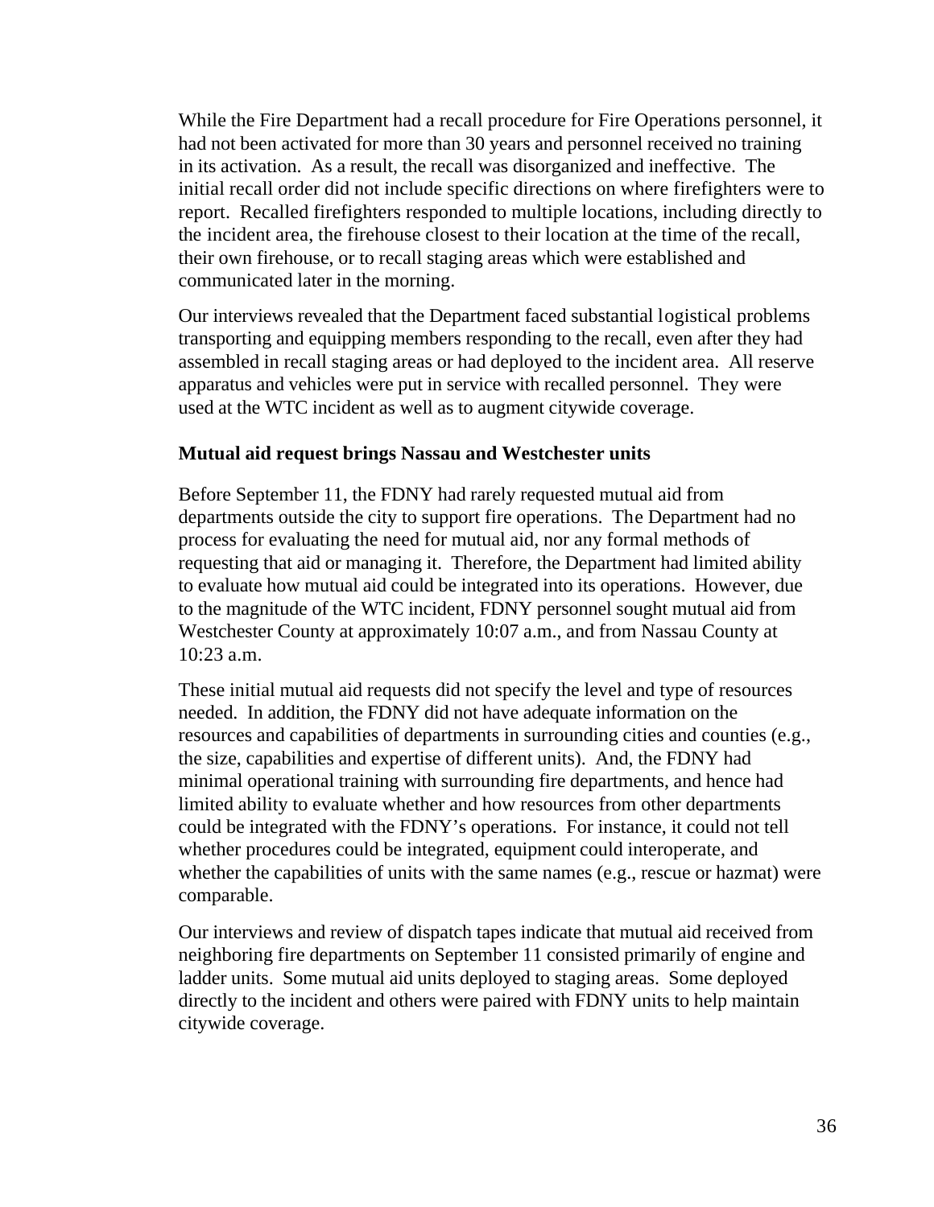While the Fire Department had a recall procedure for Fire Operations personnel, it had not been activated for more than 30 years and personnel received no training in its activation. As a result, the recall was disorganized and ineffective. The initial recall order did not include specific directions on where firefighters were to report. Recalled firefighters responded to multiple locations, including directly to the incident area, the firehouse closest to their location at the time of the recall, their own firehouse, or to recall staging areas which were established and communicated later in the morning.

Our interviews revealed that the Department faced substantial logistical problems transporting and equipping members responding to the recall, even after they had assembled in recall staging areas or had deployed to the incident area. All reserve apparatus and vehicles were put in service with recalled personnel. They were used at the WTC incident as well as to augment citywide coverage.

### Mutual aid request brings Nassau and Westchester units

Before September 11, the FDNY had rarely requested mutual aid from departments outside the city to support fire operations. The Department had no process for evaluating the need for mutual aid, nor any formal methods of requesting that aid or managing it. Therefore, the Department had limited ability to evaluate how mutual aid could be integrated into its operations. However, due to the magnitude of the WTC incident, FDNY personnel sought mutual aid from Westchester County at approximately 10:07 a.m., and from Nassau County at 10:23 a.m.

These initial mutual aid requests did not specify the level and type of resources needed. In addition, the FDNY did not have adequate information on the resources and capabilities of departments in surrounding cities and counties (e.g., the size, capabilities and expertise of different units). And, the FDNY had minimal operational training with surrounding fire departments, and hence had limited ability to evaluate whether and how resources from other departments could be integrated with the FDNY's operations. For instance, it could not tell whether procedures could be integrated, equipment could interoperate, and whether the capabilities of units with the same names (e.g., rescue or hazmat) were comparable.

Our interviews and review of dispatch tapes indicate that mutual aid received from neighboring fire departments on September 11 consisted primarily of engine and ladder units. Some mutual aid units deployed to staging areas. Some deployed directly to the incident and others were paired with FDNY units to help maintain citywide coverage.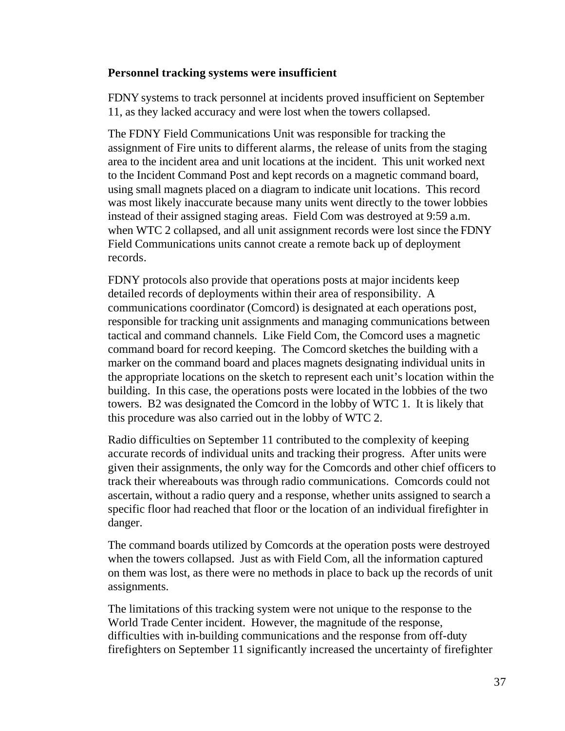### Personnel tracking systems were insufficient

FDNY systems to track personnel at incidents proved insufficient on September 11, as they lacked accuracy and were lost when the towers collapsed.

The FDNY Field Communications Unit was responsible for tracking the assignment of Fire units to different alarms, the release of units from the staging area to the incident area and unit locations at the incident. This unit worked next to the Incident Command Post and kept records on a magnetic command board, using small magnets placed on a diagram to indicate unit locations. This record was most likely inaccurate because many units went directly to the tower lobbies instead of their assigned staging areas. Field Com was destroyed at 9:59 a.m. when WTC 2 collapsed, and all unit assignment records were lost since the FDNY Field Communications units cannot create a remote back up of deployment records.

FDNY protocols also provide that operations posts at major incidents keep detailed records of deployments within their area of responsibility. A communications coordinator (Comcord) is designated at each operations post, responsible for tracking unit assignments and managing communications between tactical and command channels. Like Field Com, the Comcord uses a magnetic command board for record keeping. The Comcord sketches the building with a marker on the command board and places magnets designating individual units in the appropriate locations on the sketch to represent each unit's location within the building. In this case, the operations posts were located in the lobbies of the two towers. B2 was designated the Comcord in the lobby of WTC 1. It is likely that this procedure was also carried out in the lobby of WTC 2.

Radio difficulties on September 11 contributed to the complexity of keeping accurate records of individual units and tracking their progress. After units were given their assignments, the only way for the Comcords and other chief officers to track their whereabouts was through radio communications. Comcords could not ascertain, without a radio query and a response, whether units assigned to search a specific floor had reached that floor or the location of an individual firefighter in danger.

The command boards utilized by Comcords at the operation posts were destroyed when the towers collapsed. Just as with Field Com, all the information captured on them was lost, as there were no methods in place to back up the records of unit assignments.

The limitations of this tracking system were not unique to the response to the World Trade Center incident. However, the magnitude of the response, difficulties with in-building communications and the response from off-duty firefighters on September 11 significantly increased the uncertainty of firefighter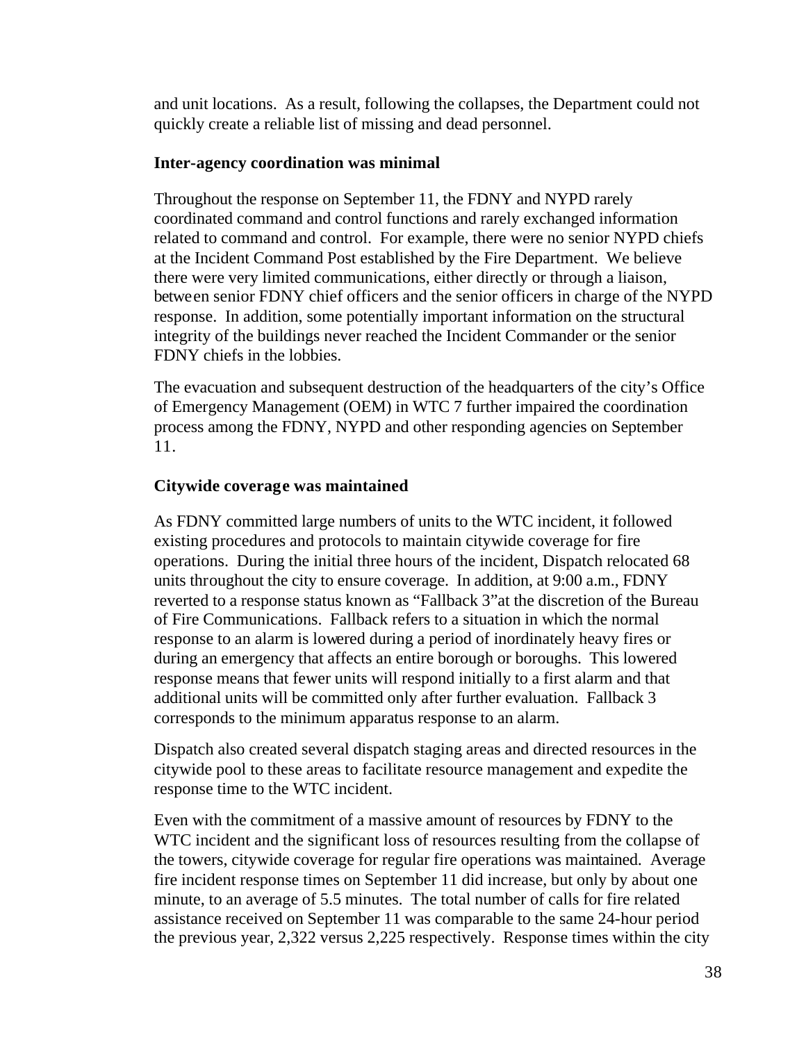and unit locations. As a result, following the collapses, the Department could not quickly create a reliable list of missing and dead personnel.

**Inter-agency coordination was minimal**

Throughout the response on September 11, the FDNY and NYPD rarely coordinated command and control functions and rarely exchanged information related to command and control. For example, there were no senior NYPD chiefs at the Incident Command Post established by the Fire Department. We believe there were very limited communications, either directly or through a liaison, between senior FDNY chief officers and the senior officers in charge of the NYPD response. In addition, some potentially important information on the structural integrity of the buildings never reached the Incident Commander or the senior FDNY chiefs in the lobbies.

The evacuation and subsequent destruction of the headquarters of the city's Office of Emergency Management (OEM) in WTC 7 further impaired the coordination process among the FDNY, NYPD and other responding agencies on September 11.

**Citywide coverage was maintained**

As FDNY committed large numbers of units to the WTC incident, it followed existing procedures and protocols to maintain citywide coverage for fire operations. During the initial three hours of the incident, Dispatch relocated 68 units throughout the city to ensure coverage. In addition, at 9:00 a.m., FDNY reverted to a response status known as "Fallback 3" at the discretion of the Bureau of Fire Communications. Fallback refers to a situation in which the normal response to an alarm is lowered during a period of inordinately heavy fires or during an emergency that affects an entire borough or boroughs. This lowered response means that fewer units will respond initially to a first alarm and that additional units will be committed only after further evaluation. Fallback 3 corresponds to the minimum apparatus response to an alarm.

Dispatch also created several dispatch staging areas and directed resources in the citywide pool to these areas to facilitate resource management and expedite the response time to the WTC incident.

Even with the commitment of a massive amount of resources by FDNY to the WTC incident and the significant loss of resources resulting from the collapse of the towers, citywide coverage for regular fire operations was maintained. Average fire incident response times on September 11 did increase, but only by about one minute, to an average of 5.5 minutes. The total number of calls for fire related assistance received on September 11 was comparable to the same 24-hour period the previous year, 2,322 versus 2,225 respectively. Response times within the city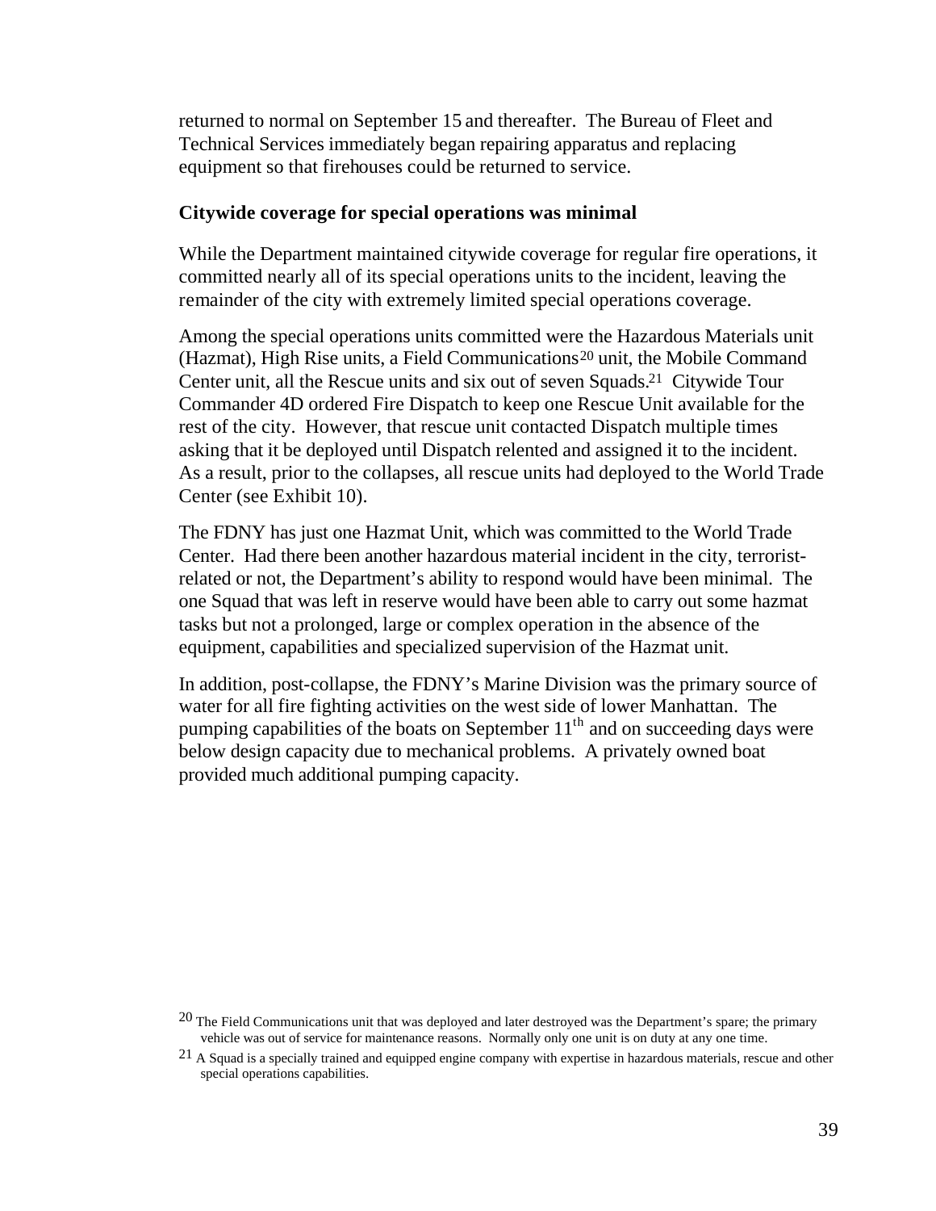returned to normal on September 15 and thereafter. The Bureau of Fleet and Technical Services immediately began repairing apparatus and replacing equipment so that firehouses could be returned to service.

### Citywide coverage for special operations was minimal

While the Department maintained citywide coverage for regular fire operations, it committed nearly all of its special operations units to the incident, leaving the remainder of the city with extremely limited special operations coverage.

Among the special operations units committed were the Hazardous Materials unit (Hazmat), High Rise units, a Field Communications[20] unit, the Mobile Command Center unit, all the Rescue units and six out of seven Squads.[21] Citywide Tour Commander 4D ordered Fire Dispatch to keep one Rescue Unit available for the rest of the city. However, that rescue unit contacted Dispatch multiple times asking that it be deployed until Dispatch relented and assigned it to the incident. As a result, prior to the collapses, all rescue units had deployed to the World Trade Center (see Exhibit 10).

The FDNY has just one Hazmat Unit, which was committed to the World Trade Center. Had there been another hazardous material incident in the city, terrorist-related or not, the Department's ability to respond would have been minimal. The one Squad that was left in reserve would have been able to carry out some hazmat tasks but not a prolonged, large or complex operation in the absence of the equipment, capabilities and specialized supervision of the Hazmat unit.

In addition, post-collapse, the FDNY's Marine Division was the primary source of water for all fire fighting activities on the west side of lower Manhattan. The pumping capabilities of the boats on September 11th and on succeeding days were below design capacity due to mechanical problems. A privately owned boat provided much additional pumping capacity.

[20] The Field Communications unit that was deployed and later destroyed was the Department's spare; the primary vehicle was out of service for maintenance reasons. Normally only one unit is on duty at any one time.

[21] A Squad is a specially trained and equipped engine company with expertise in hazardous materials, rescue and other special operations capabilities.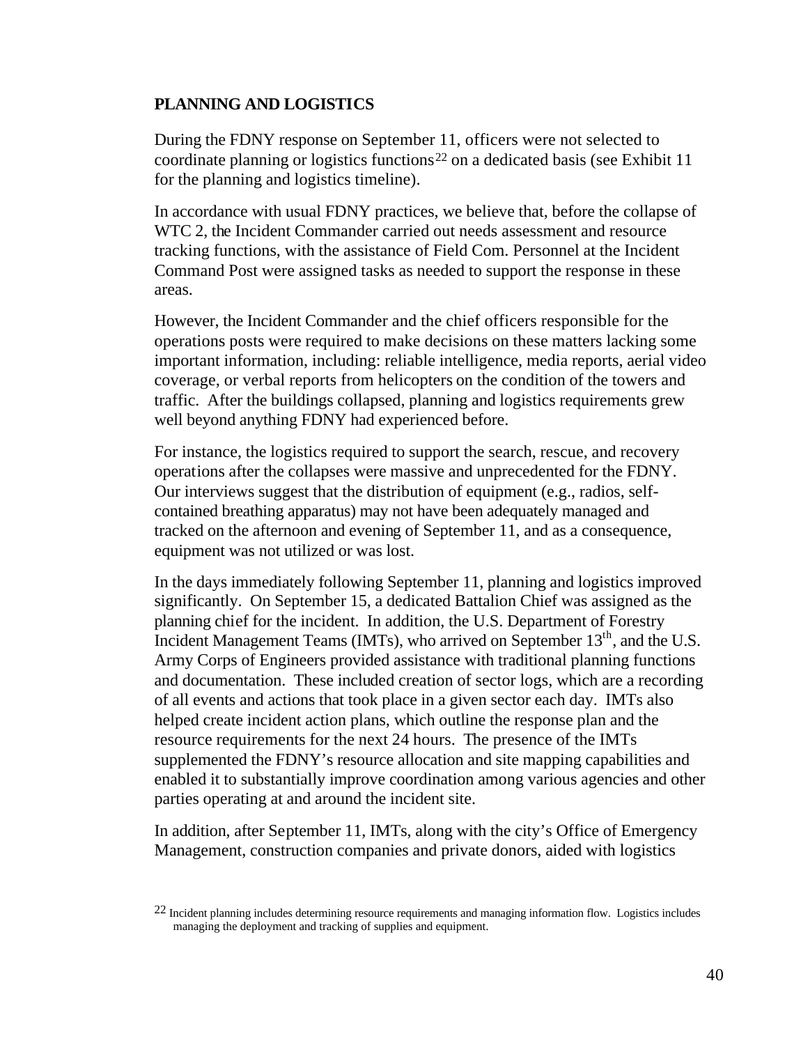## PLANNING AND LOGISTICS

During the FDNY response on September 11, officers were not selected to coordinate planning or logistics functions[22] on a dedicated basis (see Exhibit 11 for the planning and logistics timeline).

In accordance with usual FDNY practices, we believe that, before the collapse of WTC 2, the Incident Commander carried out needs assessment and resource tracking functions, with the assistance of Field Com. Personnel at the Incident Command Post were assigned tasks as needed to support the response in these areas.

However, the Incident Commander and the chief officers responsible for the operations posts were required to make decisions on these matters lacking some important information, including: reliable intelligence, media reports, aerial video coverage, or verbal reports from helicopters on the condition of the towers and traffic. After the buildings collapsed, planning and logistics requirements grew well beyond anything FDNY had experienced before.

For instance, the logistics required to support the search, rescue, and recovery operations after the collapses were massive and unprecedented for the FDNY. Our interviews suggest that the distribution of equipment (e.g., radios, self-contained breathing apparatus) may not have been adequately managed and tracked on the afternoon and evening of September 11, and as a consequence, equipment was not utilized or was lost.

In the days immediately following September 11, planning and logistics improved significantly. On September 15, a dedicated Battalion Chief was assigned as the planning chief for the incident. In addition, the U.S. Department of Forestry Incident Management Teams (IMTs), who arrived on September 13th, and the U.S. Army Corps of Engineers provided assistance with traditional planning functions and documentation. These included creation of sector logs, which are a recording of all events and actions that took place in a given sector each day. IMTs also helped create incident action plans, which outline the response plan and the resource requirements for the next 24 hours. The presence of the IMTs supplemented the FDNY's resource allocation and site mapping capabilities and enabled it to substantially improve coordination among various agencies and other parties operating at and around the incident site.

In addition, after September 11, IMTs, along with the city's Office of Emergency Management, construction companies and private donors, aided with logistics

[22] Incident planning includes determining resource requirements and managing information flow. Logistics includes managing the deployment and tracking of supplies and equipment.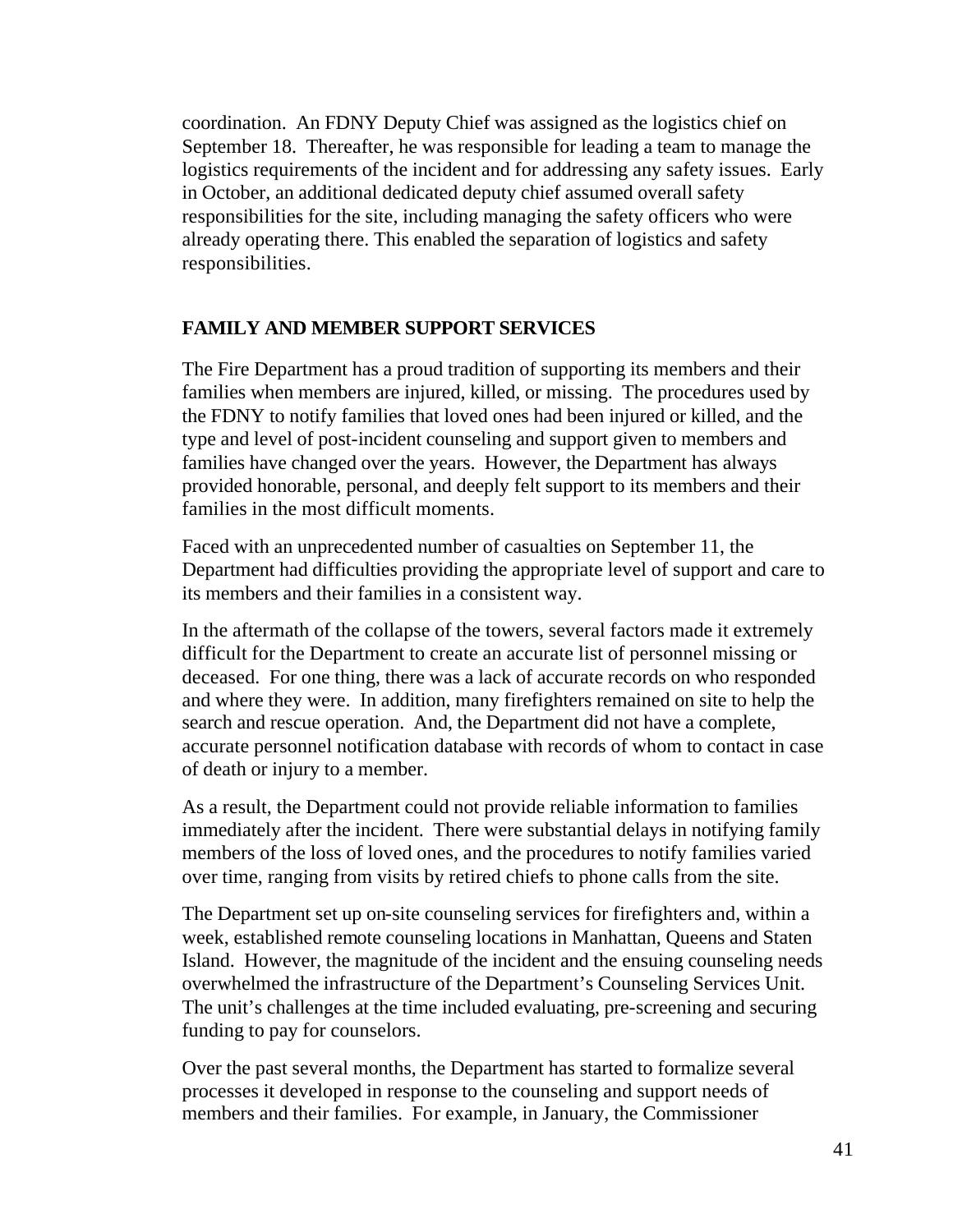coordination. An FDNY Deputy Chief was assigned as the logistics chief on September 18. Thereafter, he was responsible for leading a team to manage the logistics requirements of the incident and for addressing any safety issues. Early in October, an additional dedicated deputy chief assumed overall safety responsibilities for the site, including managing the safety officers who were already operating there. This enabled the separation of logistics and safety responsibilities.

## FAMILY AND MEMBER SUPPORT SERVICES

The Fire Department has a proud tradition of supporting its members and their families when members are injured, killed, or missing. The procedures used by the FDNY to notify families that loved ones had been injured or killed, and the type and level of post-incident counseling and support given to members and families have changed over the years. However, the Department has always provided honorable, personal, and deeply felt support to its members and their families in the most difficult moments.

Faced with an unprecedented number of casualties on September 11, the Department had difficulties providing the appropriate level of support and care to its members and their families in a consistent way.

In the aftermath of the collapse of the towers, several factors made it extremely difficult for the Department to create an accurate list of personnel missing or deceased. For one thing, there was a lack of accurate records on who responded and where they were. In addition, many firefighters remained on site to help the search and rescue operation. And, the Department did not have a complete, accurate personnel notification database with records of whom to contact in case of death or injury to a member.

As a result, the Department could not provide reliable information to families immediately after the incident. There were substantial delays in notifying family members of the loss of loved ones, and the procedures to notify families varied over time, ranging from visits by retired chiefs to phone calls from the site.

The Department set up on-site counseling services for firefighters and, within a week, established remote counseling locations in Manhattan, Queens and Staten Island. However, the magnitude of the incident and the ensuing counseling needs overwhelmed the infrastructure of the Department's Counseling Services Unit. The unit's challenges at the time included evaluating, pre-screening and securing funding to pay for counselors.

Over the past several months, the Department has started to formalize several processes it developed in response to the counseling and support needs of members and their families. For example, in January, the Commissioner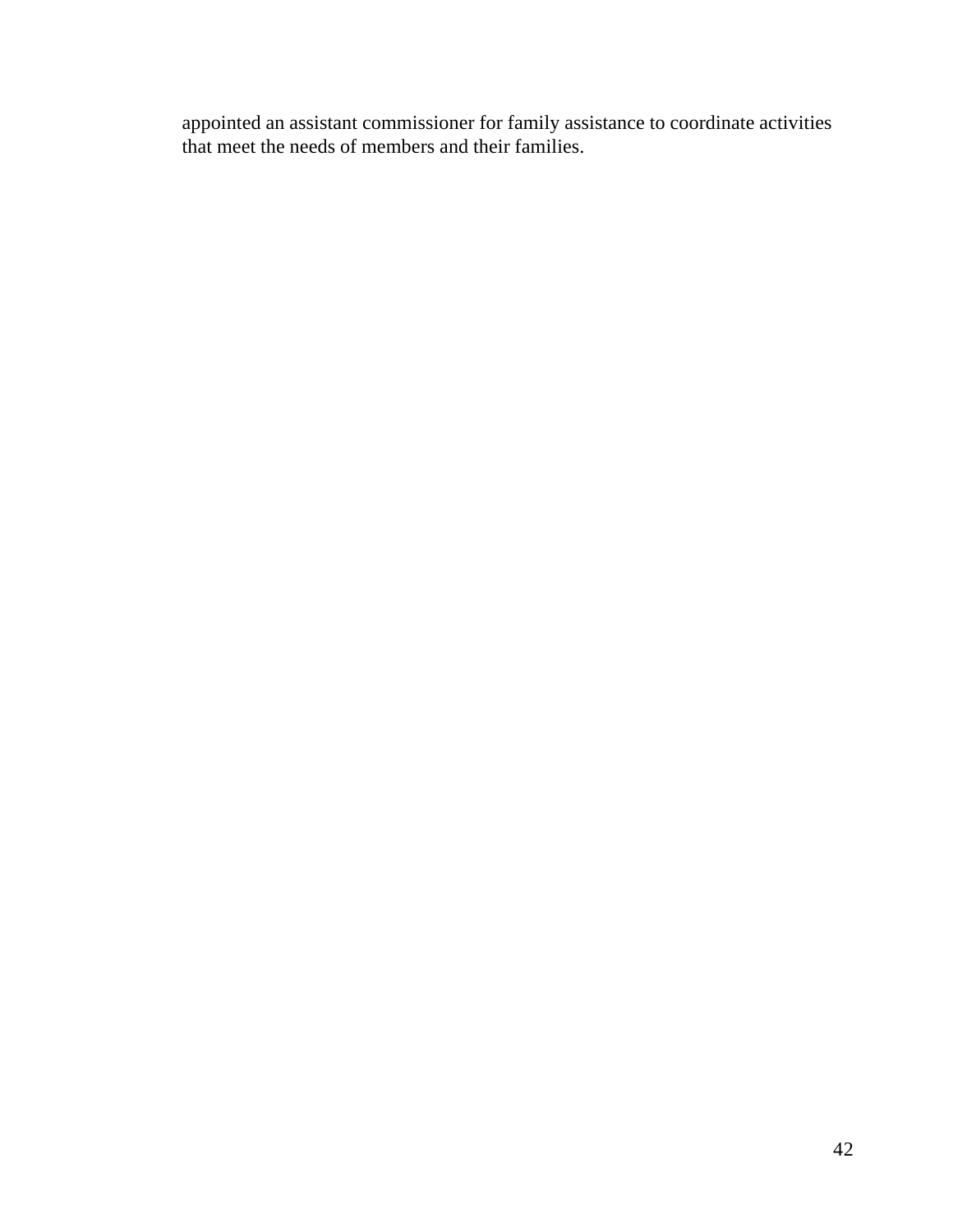appointed an assistant commissioner for family assistance to coordinate activities that meet the needs of members and their families.